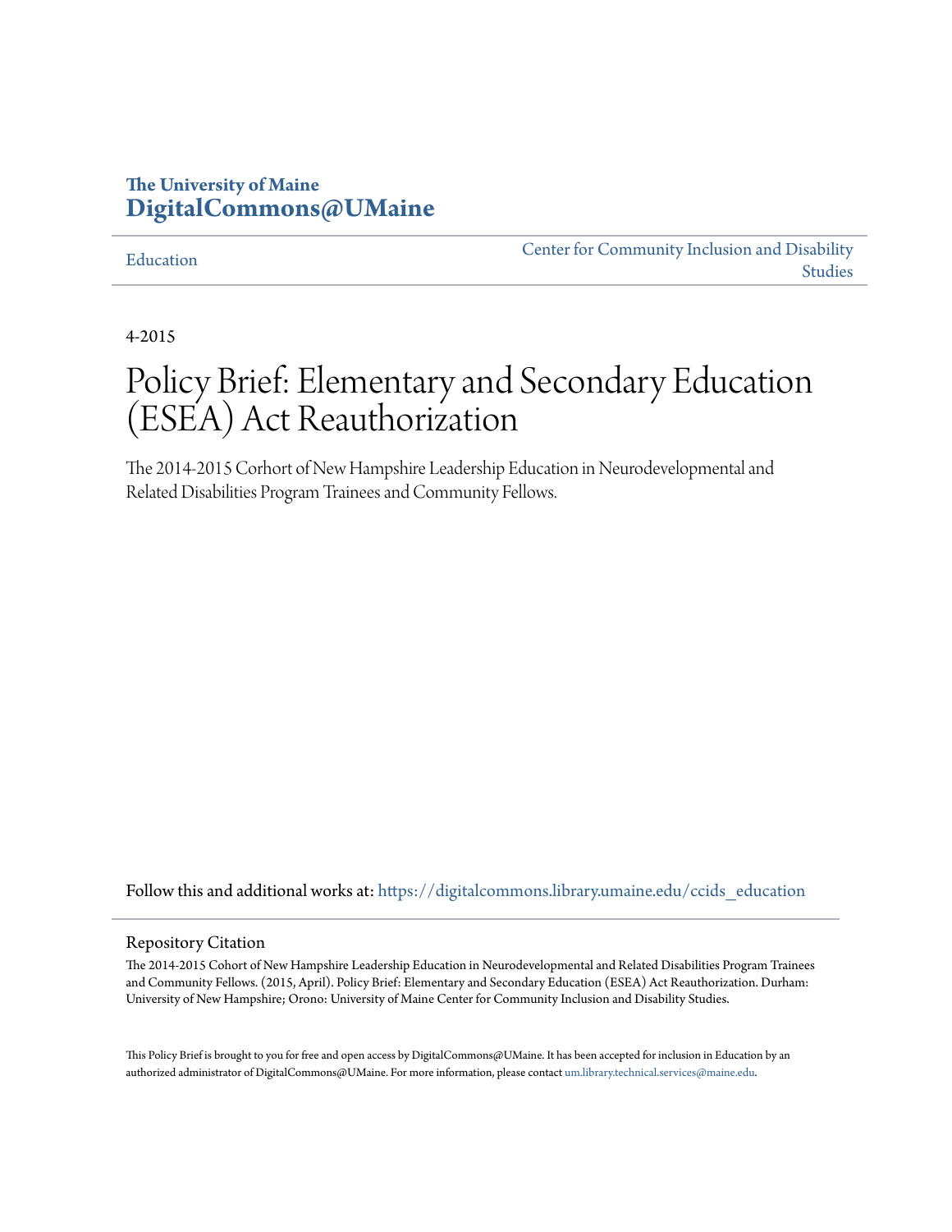The University of Maine
**DigitalCommons@UMaine**

Education | Center for Community Inclusion and Disability Studies

4-2015

# Policy Brief: Elementary and Secondary Education (ESEA) Act Reauthorization

The 2014-2015 Corhort of New Hampshire Leadership Education in Neurodevelopmental and Related Disabilities Program Trainees and Community Fellows.

Follow this and additional works at: https://digitalcommons.library.umaine.edu/ccids_education

## Repository Citation

The 2014-2015 Cohort of New Hampshire Leadership Education in Neurodevelopmental and Related Disabilities Program Trainees and Community Fellows. (2015, April). Policy Brief: Elementary and Secondary Education (ESEA) Act Reauthorization. Durham: University of New Hampshire; Orono: University of Maine Center for Community Inclusion and Disability Studies.

This Policy Brief is brought to you for free and open access by DigitalCommons@UMaine. It has been accepted for inclusion in Education by an authorized administrator of DigitalCommons@UMaine. For more information, please contact um.library.technical.services@maine.edu.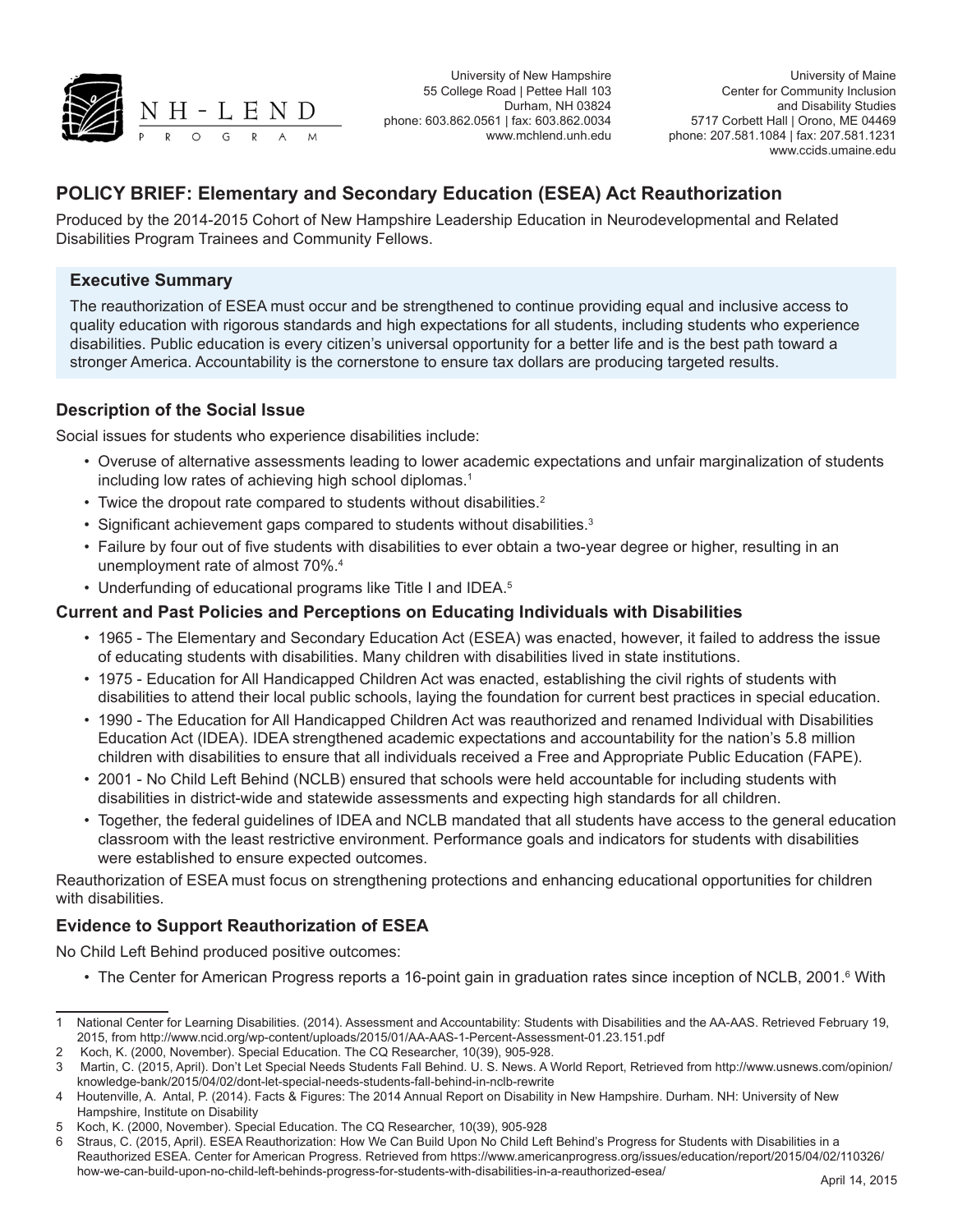University of New Hampshire
55 College Road | Pettee Hall 103
Durham, NH 03824
phone: 603.862.0561 | fax: 603.862.0034
www.mchlend.unh.edu

University of Maine
Center for Community Inclusion
and Disability Studies
5717 Corbett Hall | Orono, ME 04469
phone: 207.581.1084 | fax: 207.581.1231
www.ccids.umaine.edu

## POLICY BRIEF: Elementary and Secondary Education (ESEA) Act Reauthorization

Produced by the 2014-2015 Cohort of New Hampshire Leadership Education in Neurodevelopmental and Related Disabilities Program Trainees and Community Fellows.

### Executive Summary

The reauthorization of ESEA must occur and be strengthened to continue providing equal and inclusive access to quality education with rigorous standards and high expectations for all students, including students who experience disabilities. Public education is every citizen's universal opportunity for a better life and is the best path toward a stronger America. Accountability is the cornerstone to ensure tax dollars are producing targeted results.

### Description of the Social Issue

Social issues for students who experience disabilities include:

- Overuse of alternative assessments leading to lower academic expectations and unfair marginalization of students including low rates of achieving high school diplomas.[1]
- Twice the dropout rate compared to students without disabilities.[2]
- Significant achievement gaps compared to students without disabilities.[3]
- Failure by four out of five students with disabilities to ever obtain a two-year degree or higher, resulting in an unemployment rate of almost 70%.[4]
- Underfunding of educational programs like Title I and IDEA.[5]

### Current and Past Policies and Perceptions on Educating Individuals with Disabilities

- 1965 - The Elementary and Secondary Education Act (ESEA) was enacted, however, it failed to address the issue of educating students with disabilities. Many children with disabilities lived in state institutions.
- 1975 - Education for All Handicapped Children Act was enacted, establishing the civil rights of students with disabilities to attend their local public schools, laying the foundation for current best practices in special education.
- 1990 - The Education for All Handicapped Children Act was reauthorized and renamed Individual with Disabilities Education Act (IDEA). IDEA strengthened academic expectations and accountability for the nation's 5.8 million children with disabilities to ensure that all individuals received a Free and Appropriate Public Education (FAPE).
- 2001 - No Child Left Behind (NCLB) ensured that schools were held accountable for including students with disabilities in district-wide and statewide assessments and expecting high standards for all children.
- Together, the federal guidelines of IDEA and NCLB mandated that all students have access to the general education classroom with the least restrictive environment. Performance goals and indicators for students with disabilities were established to ensure expected outcomes.

Reauthorization of ESEA must focus on strengthening protections and enhancing educational opportunities for children with disabilities.

### Evidence to Support Reauthorization of ESEA

No Child Left Behind produced positive outcomes:

- The Center for American Progress reports a 16-point gain in graduation rates since inception of NCLB, 2001.[6] With

---

1 National Center for Learning Disabilities. (2014). Assessment and Accountability: Students with Disabilities and the AA-AAS. Retrieved February 19, 2015, from http://www.ncld.org/wp-content/uploads/2015/01/AA-AAS-1-Percent-Assessment-01.23.151.pdf

2 Koch, K. (2000, November). Special Education. The CQ Researcher, 10(39), 905-928.

3 Martin, C. (2015, April). Don't Let Special Needs Students Fall Behind. U. S. News. A World Report, Retrieved from http://www.usnews.com/opinion/knowledge-bank/2015/04/02/dont-let-special-needs-students-fall-behind-in-nclb-rewrite

4 Houtenville, A. Antal, P. (2014). Facts & Figures: The 2014 Annual Report on Disability in New Hampshire. Durham. NH: University of New Hampshire, Institute on Disability

5 Koch, K. (2000, November). Special Education. The CQ Researcher, 10(39), 905-928

6 Straus, C. (2015, April). ESEA Reauthorization: How We Can Build Upon No Child Left Behind's Progress for Students with Disabilities in a Reauthorized ESEA. Center for American Progress. Retrieved from https://www.americanprogress.org/issues/education/report/2015/04/02/110326/how-we-can-build-upon-no-child-left-behinds-progress-for-students-with-disabilities-in-a-reauthorized-esea/

April 14, 2015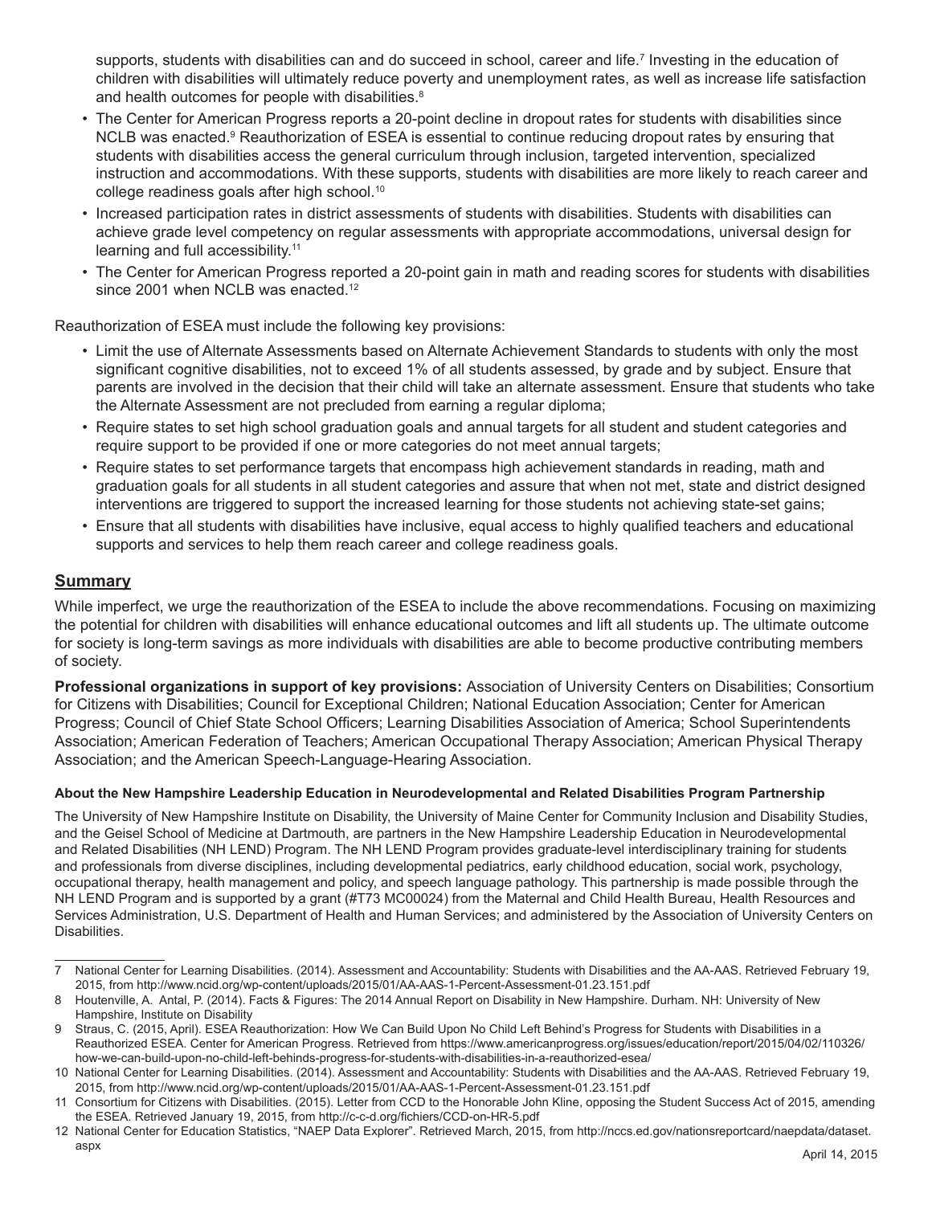supports, students with disabilities can and do succeed in school, career and life.[7] Investing in the education of children with disabilities will ultimately reduce poverty and unemployment rates, as well as increase life satisfaction and health outcomes for people with disabilities.[8]

- The Center for American Progress reports a 20-point decline in dropout rates for students with disabilities since NCLB was enacted.[9] Reauthorization of ESEA is essential to continue reducing dropout rates by ensuring that students with disabilities access the general curriculum through inclusion, targeted intervention, specialized instruction and accommodations. With these supports, students with disabilities are more likely to reach career and college readiness goals after high school.[10]
- Increased participation rates in district assessments of students with disabilities. Students with disabilities can achieve grade level competency on regular assessments with appropriate accommodations, universal design for learning and full accessibility.[11]
- The Center for American Progress reported a 20-point gain in math and reading scores for students with disabilities since 2001 when NCLB was enacted.[12]

Reauthorization of ESEA must include the following key provisions:

- Limit the use of Alternate Assessments based on Alternate Achievement Standards to students with only the most significant cognitive disabilities, not to exceed 1% of all students assessed, by grade and by subject. Ensure that parents are involved in the decision that their child will take an alternate assessment. Ensure that students who take the Alternate Assessment are not precluded from earning a regular diploma;
- Require states to set high school graduation goals and annual targets for all student and student categories and require support to be provided if one or more categories do not meet annual targets;
- Require states to set performance targets that encompass high achievement standards in reading, math and graduation goals for all students in all student categories and assure that when not met, state and district designed interventions are triggered to support the increased learning for those students not achieving state-set gains;
- Ensure that all students with disabilities have inclusive, equal access to highly qualified teachers and educational supports and services to help them reach career and college readiness goals.

## Summary

While imperfect, we urge the reauthorization of the ESEA to include the above recommendations. Focusing on maximizing the potential for children with disabilities will enhance educational outcomes and lift all students up. The ultimate outcome for society is long-term savings as more individuals with disabilities are able to become productive contributing members of society.

**Professional organizations in support of key provisions:** Association of University Centers on Disabilities; Consortium for Citizens with Disabilities; Council for Exceptional Children; National Education Association; Center for American Progress; Council of Chief State School Officers; Learning Disabilities Association of America; School Superintendents Association; American Federation of Teachers; American Occupational Therapy Association; American Physical Therapy Association; and the American Speech-Language-Hearing Association.

#### About the New Hampshire Leadership Education in Neurodevelopmental and Related Disabilities Program Partnership

The University of New Hampshire Institute on Disability, the University of Maine Center for Community Inclusion and Disability Studies, and the Geisel School of Medicine at Dartmouth, are partners in the New Hampshire Leadership Education in Neurodevelopmental and Related Disabilities (NH LEND) Program. The NH LEND Program provides graduate-level interdisciplinary training for students and professionals from diverse disciplines, including developmental pediatrics, early childhood education, social work, psychology, occupational therapy, health management and policy, and speech language pathology. This partnership is made possible through the NH LEND Program and is supported by a grant (#T73 MC00024) from the Maternal and Child Health Bureau, Health Resources and Services Administration, U.S. Department of Health and Human Services; and administered by the Association of University Centers on Disabilities.

---

7 National Center for Learning Disabilities. (2014). Assessment and Accountability: Students with Disabilities and the AA-AAS. Retrieved February 19, 2015, from http://www.ncid.org/wp-content/uploads/2015/01/AA-AAS-1-Percent-Assessment-01.23.151.pdf

8 Houtenville, A. Antal, P. (2014). Facts & Figures: The 2014 Annual Report on Disability in New Hampshire. Durham. NH: University of New Hampshire, Institute on Disability

9 Straus, C. (2015, April). ESEA Reauthorization: How We Can Build Upon No Child Left Behind's Progress for Students with Disabilities in a Reauthorized ESEA. Center for American Progress. Retrieved from https://www.americanprogress.org/issues/education/report/2015/04/02/110326/how-we-can-build-upon-no-child-left-behinds-progress-for-students-with-disabilities-in-a-reauthorized-esea/

10 National Center for Learning Disabilities. (2014). Assessment and Accountability: Students with Disabilities and the AA-AAS. Retrieved February 19, 2015, from http://www.ncid.org/wp-content/uploads/2015/01/AA-AAS-1-Percent-Assessment-01.23.151.pdf

11 Consortium for Citizens with Disabilities. (2015). Letter from CCD to the Honorable John Kline, opposing the Student Success Act of 2015, amending the ESEA. Retrieved January 19, 2015, from http://c-c-d.org/fichiers/CCD-on-HR-5.pdf

12 National Center for Education Statistics, "NAEP Data Explorer". Retrieved March, 2015, from http://nccs.ed.gov/nationsreportcard/naepdata/dataset.aspx

April 14, 2015